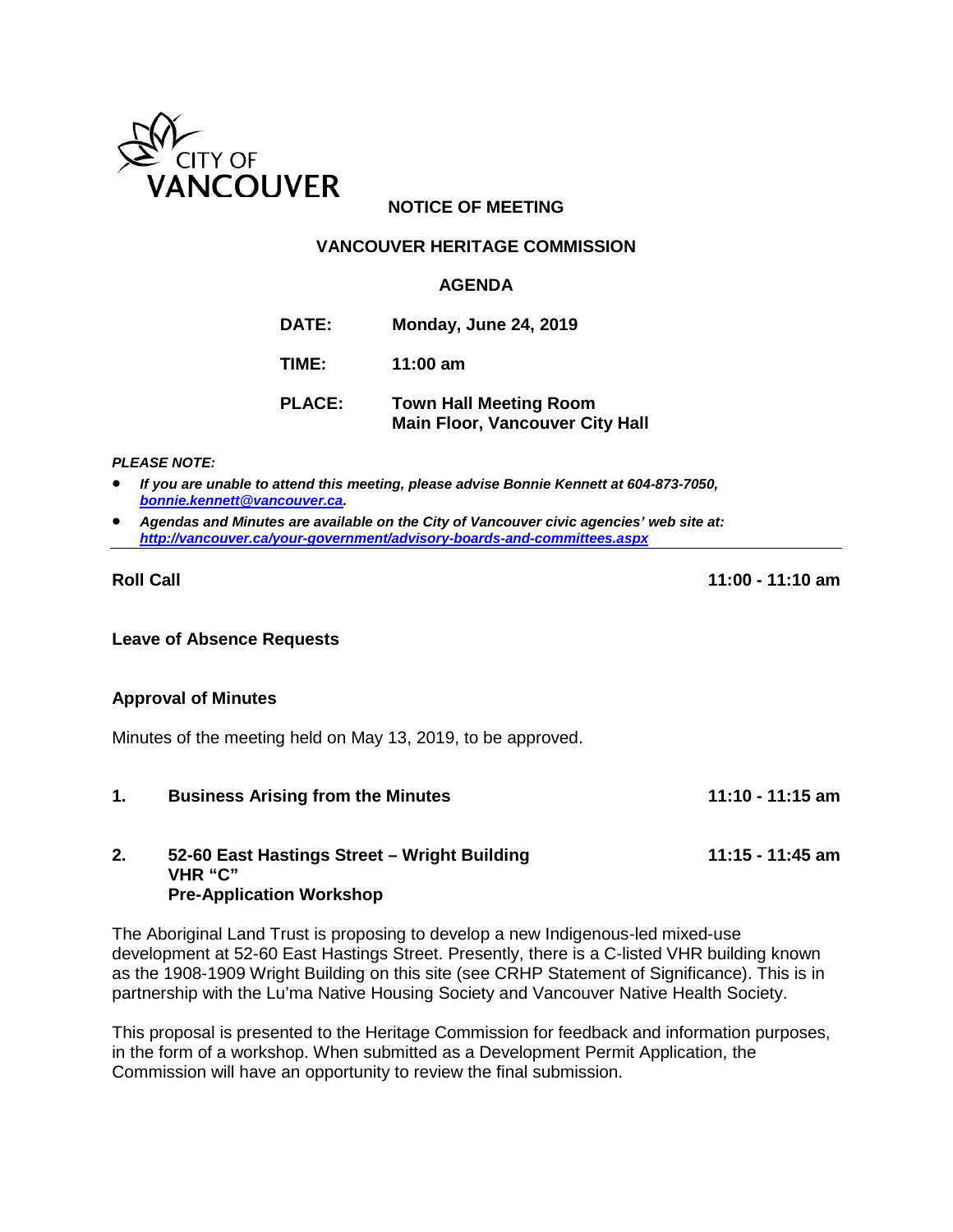CITY OF VANCOUVER

# NOTICE OF MEETING

## VANCOUVER HERITAGE COMMISSION

### AGENDA

**DATE:** Monday, June 24, 2019

**TIME:** 11:00 am

**PLACE:** Town Hall Meeting Room
Main Floor, Vancouver City Hall

***PLEASE NOTE:***

- ***If you are unable to attend this meeting, please advise Bonnie Kennett at 604-873-7050, bonnie.kennett@vancouver.ca.***
- ***Agendas and Minutes are available on the City of Vancouver civic agencies' web site at: http://vancouver.ca/your-government/advisory-boards-and-committees.aspx***

---

**Roll Call** **11:00 - 11:10 am**

**Leave of Absence Requests**

**Approval of Minutes**

Minutes of the meeting held on May 13, 2019, to be approved.

**1. Business Arising from the Minutes** **11:10 - 11:15 am**

**2. 52-60 East Hastings Street – Wright Building** **11:15 - 11:45 am**
**VHR "C"**
**Pre-Application Workshop**

The Aboriginal Land Trust is proposing to develop a new Indigenous-led mixed-use development at 52-60 East Hastings Street. Presently, there is a C-listed VHR building known as the 1908-1909 Wright Building on this site (see CRHP Statement of Significance). This is in partnership with the Lu'ma Native Housing Society and Vancouver Native Health Society.

This proposal is presented to the Heritage Commission for feedback and information purposes, in the form of a workshop. When submitted as a Development Permit Application, the Commission will have an opportunity to review the final submission.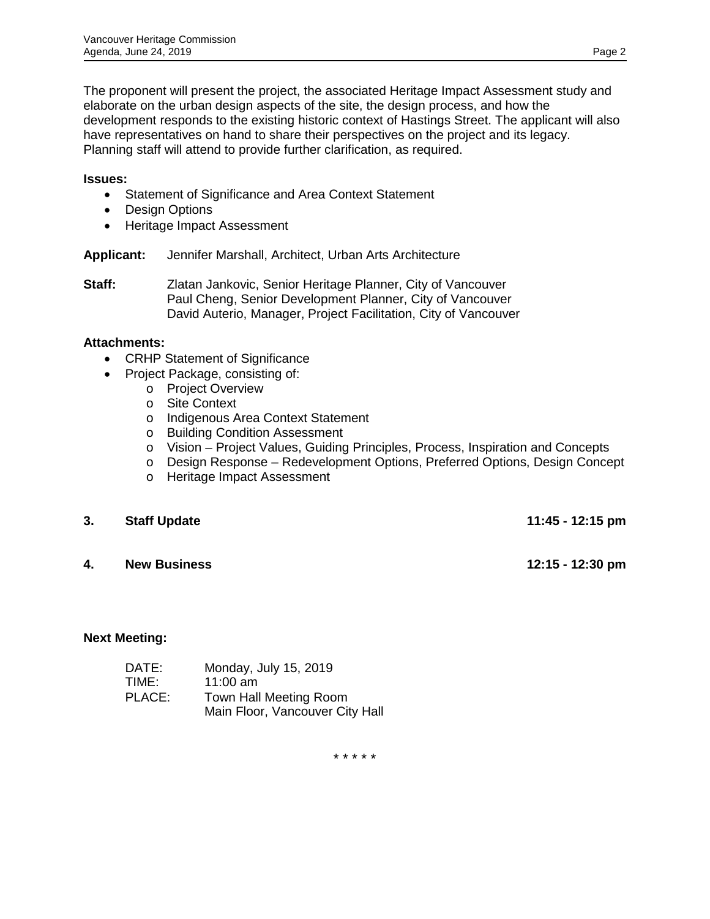The proponent will present the project, the associated Heritage Impact Assessment study and elaborate on the urban design aspects of the site, the design process, and how the development responds to the existing historic context of Hastings Street. The applicant will also have representatives on hand to share their perspectives on the project and its legacy. Planning staff will attend to provide further clarification, as required.

**Issues:**

- Statement of Significance and Area Context Statement
- Design Options
- Heritage Impact Assessment

**Applicant:** Jennifer Marshall, Architect, Urban Arts Architecture

**Staff:** Zlatan Jankovic, Senior Heritage Planner, City of Vancouver
Paul Cheng, Senior Development Planner, City of Vancouver
David Auterio, Manager, Project Facilitation, City of Vancouver

**Attachments:**

- CRHP Statement of Significance
- Project Package, consisting of:
  - Project Overview
  - Site Context
  - Indigenous Area Context Statement
  - Building Condition Assessment
  - Vision – Project Values, Guiding Principles, Process, Inspiration and Concepts
  - Design Response – Redevelopment Options, Preferred Options, Design Concept
  - Heritage Impact Assessment

**3. Staff Update** **11:45 - 12:15 pm**

**4. New Business** **12:15 - 12:30 pm**

**Next Meeting:**

DATE: Monday, July 15, 2019
TIME: 11:00 am
PLACE: Town Hall Meeting Room
Main Floor, Vancouver City Hall

\* \* \* \* \*